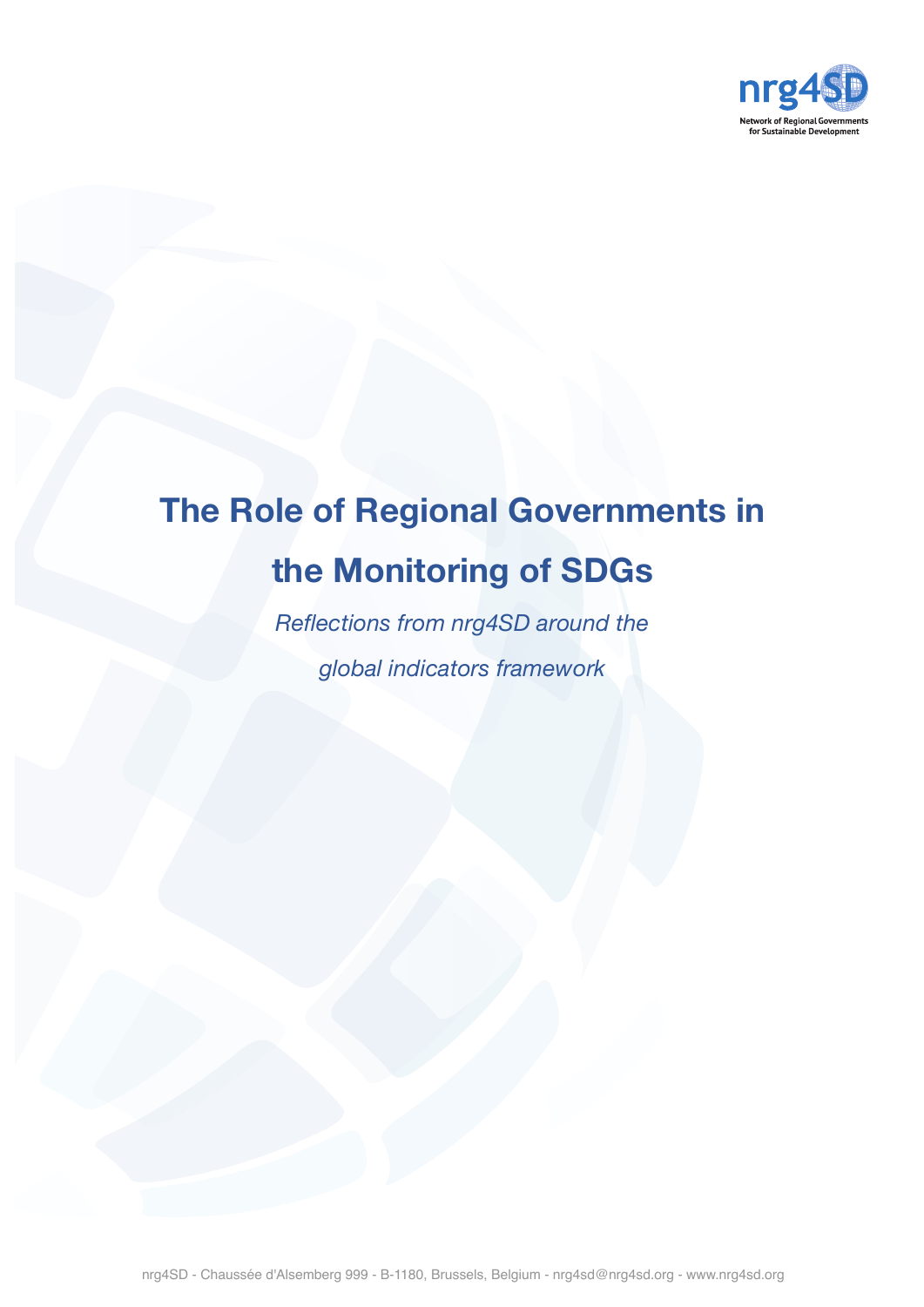# The Role of Regional Governments in the Monitoring of SDGs

*Reflections from nrg4SD around the global indicators framework*

nrg4SD - Chaussée d'Alsemberg 999 - B-1180, Brussels, Belgium - nrg4sd@nrg4sd.org - www.nrg4sd.org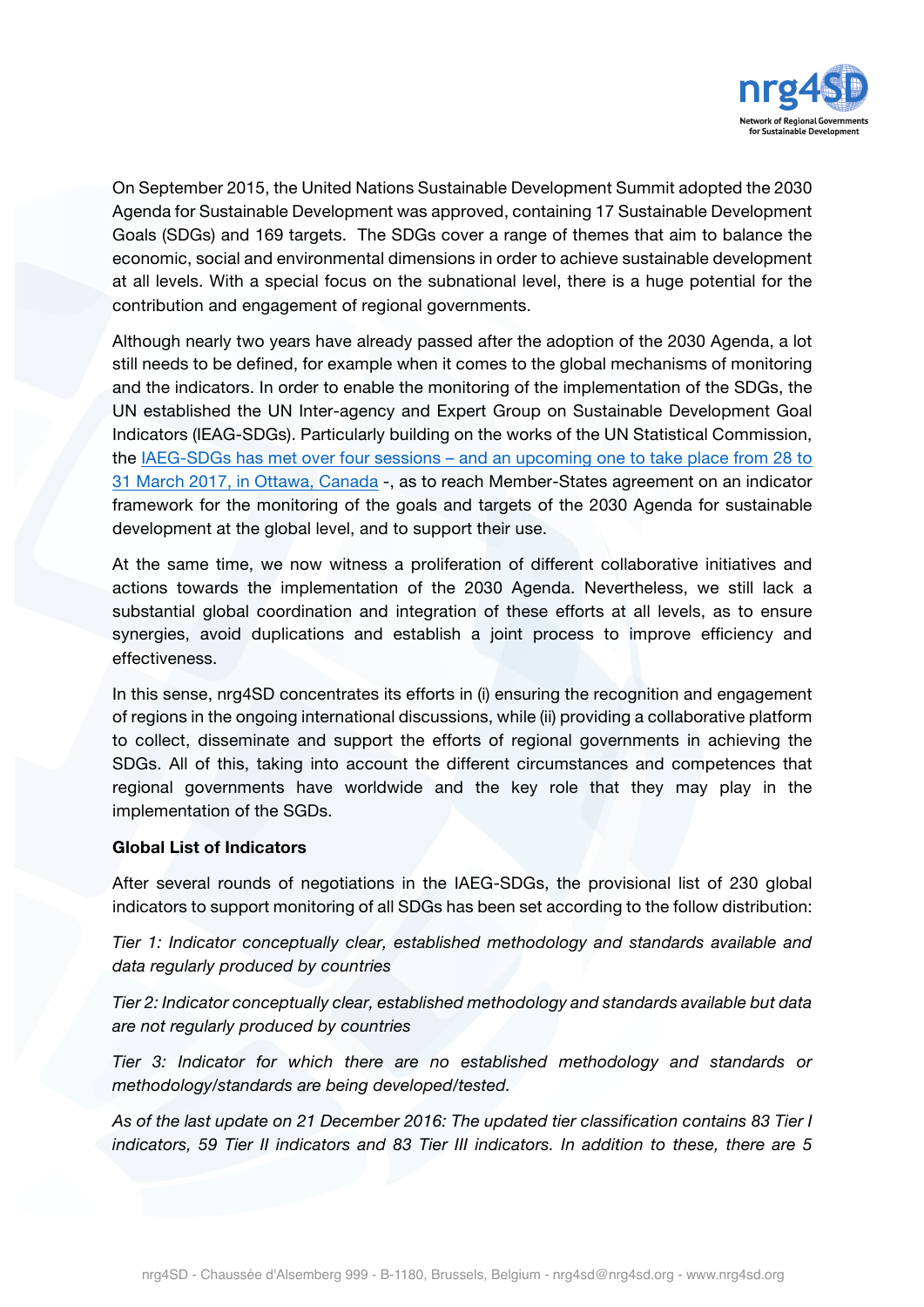On September 2015, the United Nations Sustainable Development Summit adopted the 2030 Agenda for Sustainable Development was approved, containing 17 Sustainable Development Goals (SDGs) and 169 targets. The SDGs cover a range of themes that aim to balance the economic, social and environmental dimensions in order to achieve sustainable development at all levels. With a special focus on the subnational level, there is a huge potential for the contribution and engagement of regional governments.

Although nearly two years have already passed after the adoption of the 2030 Agenda, a lot still needs to be defined, for example when it comes to the global mechanisms of monitoring and the indicators. In order to enable the monitoring of the implementation of the SDGs, the UN established the UN Inter-agency and Expert Group on Sustainable Development Goal Indicators (IEAG-SDGs). Particularly building on the works of the UN Statistical Commission, the IAEG-SDGs has met over four sessions – and an upcoming one to take place from 28 to 31 March 2017, in Ottawa, Canada -, as to reach Member-States agreement on an indicator framework for the monitoring of the goals and targets of the 2030 Agenda for sustainable development at the global level, and to support their use.

At the same time, we now witness a proliferation of different collaborative initiatives and actions towards the implementation of the 2030 Agenda. Nevertheless, we still lack a substantial global coordination and integration of these efforts at all levels, as to ensure synergies, avoid duplications and establish a joint process to improve efficiency and effectiveness.

In this sense, nrg4SD concentrates its efforts in (i) ensuring the recognition and engagement of regions in the ongoing international discussions, while (ii) providing a collaborative platform to collect, disseminate and support the efforts of regional governments in achieving the SDGs. All of this, taking into account the different circumstances and competences that regional governments have worldwide and the key role that they may play in the implementation of the SGDs.

**Global List of Indicators**

After several rounds of negotiations in the IAEG-SDGs, the provisional list of 230 global indicators to support monitoring of all SDGs has been set according to the follow distribution:

*Tier 1: Indicator conceptually clear, established methodology and standards available and data regularly produced by countries*

*Tier 2: Indicator conceptually clear, established methodology and standards available but data are not regularly produced by countries*

*Tier 3: Indicator for which there are no established methodology and standards or methodology/standards are being developed/tested.*

*As of the last update on 21 December 2016: The updated tier classification contains 83 Tier I indicators, 59 Tier II indicators and 83 Tier III indicators. In addition to these, there are 5*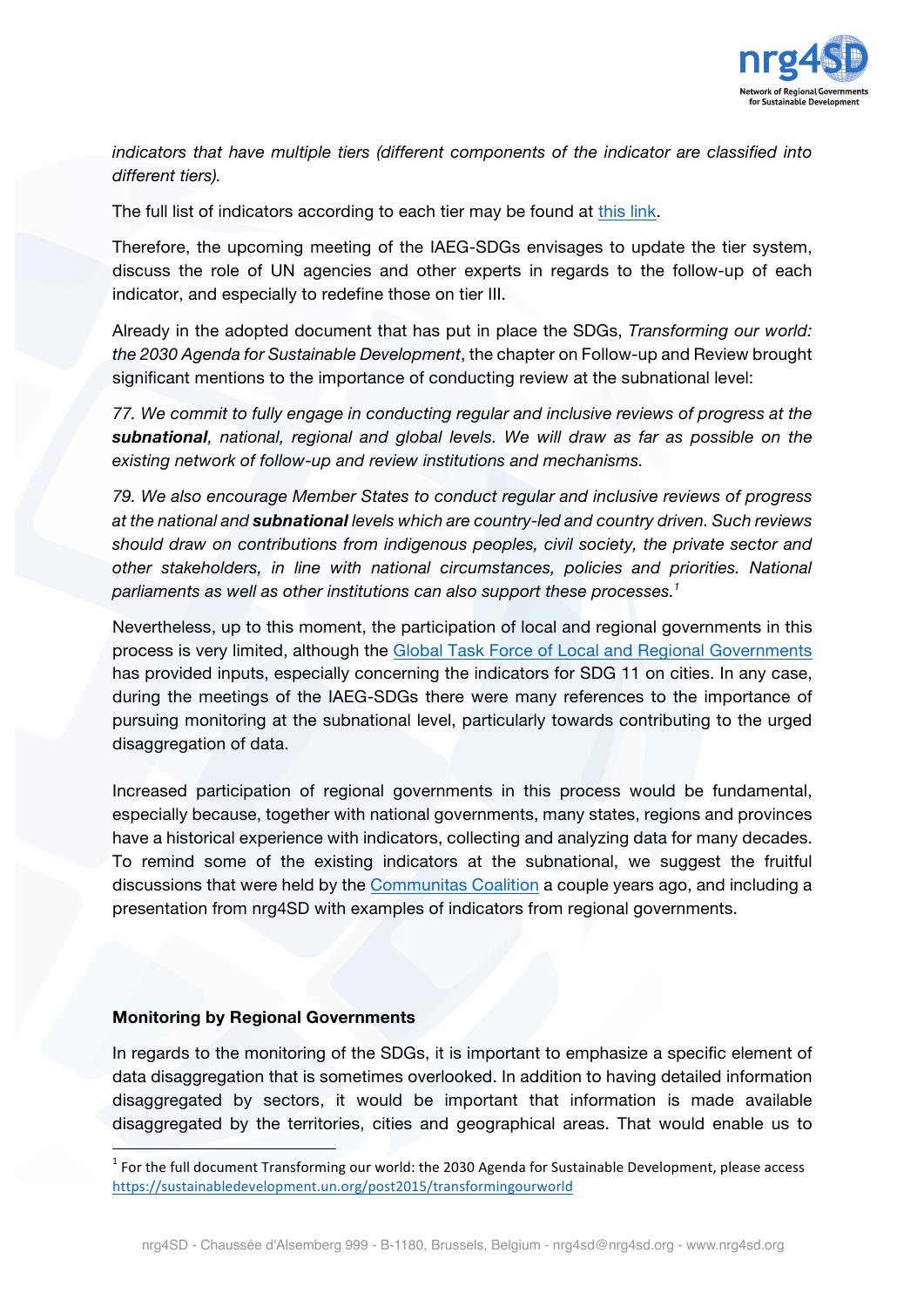*indicators that have multiple tiers (different components of the indicator are classified into different tiers).*

The full list of indicators according to each tier may be found at this link.

Therefore, the upcoming meeting of the IAEG-SDGs envisages to update the tier system, discuss the role of UN agencies and other experts in regards to the follow-up of each indicator, and especially to redefine those on tier III.

Already in the adopted document that has put in place the SDGs, *Transforming our world: the 2030 Agenda for Sustainable Development*, the chapter on Follow-up and Review brought significant mentions to the importance of conducting review at the subnational level:

*77. We commit to fully engage in conducting regular and inclusive reviews of progress at the **subnational**, national, regional and global levels. We will draw as far as possible on the existing network of follow-up and review institutions and mechanisms.*

*79. We also encourage Member States to conduct regular and inclusive reviews of progress at the national and **subnational** levels which are country-led and country driven. Such reviews should draw on contributions from indigenous peoples, civil society, the private sector and other stakeholders, in line with national circumstances, policies and priorities. National parliaments as well as other institutions can also support these processes.*[1]

Nevertheless, up to this moment, the participation of local and regional governments in this process is very limited, although the Global Task Force of Local and Regional Governments has provided inputs, especially concerning the indicators for SDG 11 on cities. In any case, during the meetings of the IAEG-SDGs there were many references to the importance of pursuing monitoring at the subnational level, particularly towards contributing to the urged disaggregation of data.

Increased participation of regional governments in this process would be fundamental, especially because, together with national governments, many states, regions and provinces have a historical experience with indicators, collecting and analyzing data for many decades. To remind some of the existing indicators at the subnational, we suggest the fruitful discussions that were held by the Communitas Coalition a couple years ago, and including a presentation from nrg4SD with examples of indicators from regional governments.

**Monitoring by Regional Governments**

In regards to the monitoring of the SDGs, it is important to emphasize a specific element of data disaggregation that is sometimes overlooked. In addition to having detailed information disaggregated by sectors, it would be important that information is made available disaggregated by the territories, cities and geographical areas. That would enable us to

[1] For the full document Transforming our world: the 2030 Agenda for Sustainable Development, please access https://sustainabledevelopment.un.org/post2015/transformingourworld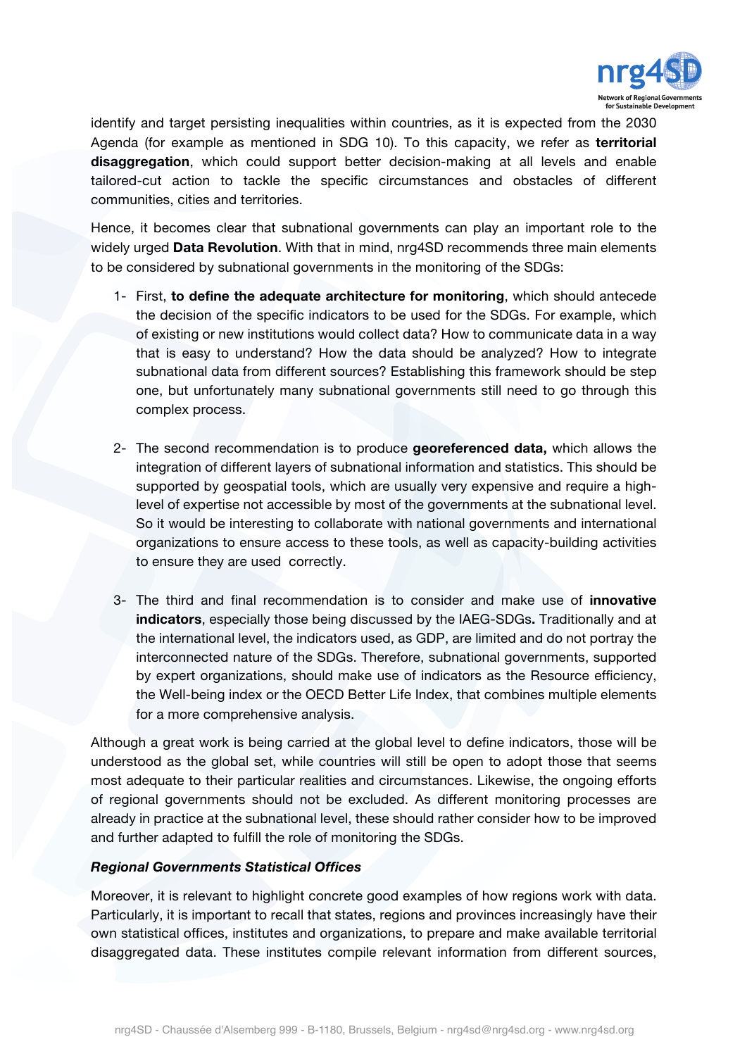identify and target persisting inequalities within countries, as it is expected from the 2030 Agenda (for example as mentioned in SDG 10). To this capacity, we refer as **territorial disaggregation**, which could support better decision-making at all levels and enable tailored-cut action to tackle the specific circumstances and obstacles of different communities, cities and territories.

Hence, it becomes clear that subnational governments can play an important role to the widely urged **Data Revolution**. With that in mind, nrg4SD recommends three main elements to be considered by subnational governments in the monitoring of the SDGs:

1- First, **to define the adequate architecture for monitoring**, which should antecede the decision of the specific indicators to be used for the SDGs. For example, which of existing or new institutions would collect data? How to communicate data in a way that is easy to understand? How the data should be analyzed? How to integrate subnational data from different sources? Establishing this framework should be step one, but unfortunately many subnational governments still need to go through this complex process.

2- The second recommendation is to produce **georeferenced data,** which allows the integration of different layers of subnational information and statistics. This should be supported by geospatial tools, which are usually very expensive and require a high-level of expertise not accessible by most of the governments at the subnational level. So it would be interesting to collaborate with national governments and international organizations to ensure access to these tools, as well as capacity-building activities to ensure they are used correctly.

3- The third and final recommendation is to consider and make use of **innovative indicators**, especially those being discussed by the IAEG-SDGs**.** Traditionally and at the international level, the indicators used, as GDP, are limited and do not portray the interconnected nature of the SDGs. Therefore, subnational governments, supported by expert organizations, should make use of indicators as the Resource efficiency, the Well-being index or the OECD Better Life Index, that combines multiple elements for a more comprehensive analysis.

Although a great work is being carried at the global level to define indicators, those will be understood as the global set, while countries will still be open to adopt those that seems most adequate to their particular realities and circumstances. Likewise, the ongoing efforts of regional governments should not be excluded. As different monitoring processes are already in practice at the subnational level, these should rather consider how to be improved and further adapted to fulfill the role of monitoring the SDGs.

***Regional Governments Statistical Offices***

Moreover, it is relevant to highlight concrete good examples of how regions work with data. Particularly, it is important to recall that states, regions and provinces increasingly have their own statistical offices, institutes and organizations, to prepare and make available territorial disaggregated data. These institutes compile relevant information from different sources,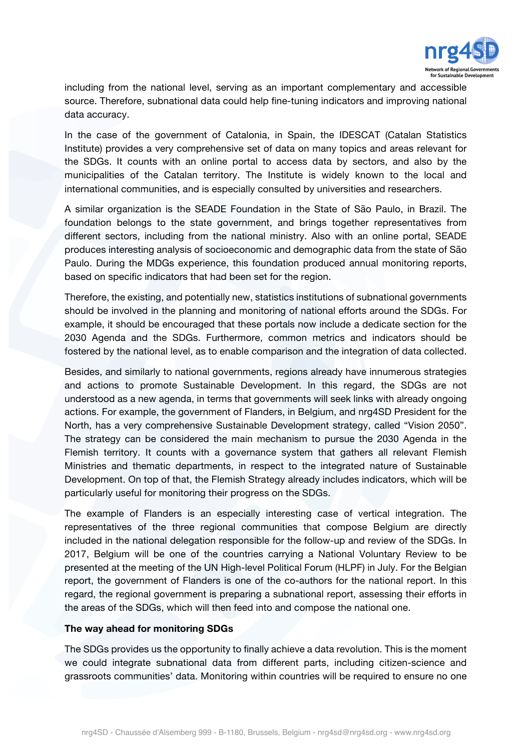including from the national level, serving as an important complementary and accessible source. Therefore, subnational data could help fine-tuning indicators and improving national data accuracy.

In the case of the government of Catalonia, in Spain, the IDESCAT (Catalan Statistics Institute) provides a very comprehensive set of data on many topics and areas relevant for the SDGs. It counts with an online portal to access data by sectors, and also by the municipalities of the Catalan territory. The Institute is widely known to the local and international communities, and is especially consulted by universities and researchers.

A similar organization is the SEADE Foundation in the State of São Paulo, in Brazil. The foundation belongs to the state government, and brings together representatives from different sectors, including from the national ministry. Also with an online portal, SEADE produces interesting analysis of socioeconomic and demographic data from the state of São Paulo. During the MDGs experience, this foundation produced annual monitoring reports, based on specific indicators that had been set for the region.

Therefore, the existing, and potentially new, statistics institutions of subnational governments should be involved in the planning and monitoring of national efforts around the SDGs. For example, it should be encouraged that these portals now include a dedicate section for the 2030 Agenda and the SDGs. Furthermore, common metrics and indicators should be fostered by the national level, as to enable comparison and the integration of data collected.

Besides, and similarly to national governments, regions already have innumerous strategies and actions to promote Sustainable Development. In this regard, the SDGs are not understood as a new agenda, in terms that governments will seek links with already ongoing actions. For example, the government of Flanders, in Belgium, and nrg4SD President for the North, has a very comprehensive Sustainable Development strategy, called "Vision 2050". The strategy can be considered the main mechanism to pursue the 2030 Agenda in the Flemish territory. It counts with a governance system that gathers all relevant Flemish Ministries and thematic departments, in respect to the integrated nature of Sustainable Development. On top of that, the Flemish Strategy already includes indicators, which will be particularly useful for monitoring their progress on the SDGs.

The example of Flanders is an especially interesting case of vertical integration. The representatives of the three regional communities that compose Belgium are directly included in the national delegation responsible for the follow-up and review of the SDGs. In 2017, Belgium will be one of the countries carrying a National Voluntary Review to be presented at the meeting of the UN High-level Political Forum (HLPF) in July. For the Belgian report, the government of Flanders is one of the co-authors for the national report. In this regard, the regional government is preparing a subnational report, assessing their efforts in the areas of the SDGs, which will then feed into and compose the national one.

**The way ahead for monitoring SDGs**

The SDGs provides us the opportunity to finally achieve a data revolution. This is the moment we could integrate subnational data from different parts, including citizen-science and grassroots communities' data. Monitoring within countries will be required to ensure no one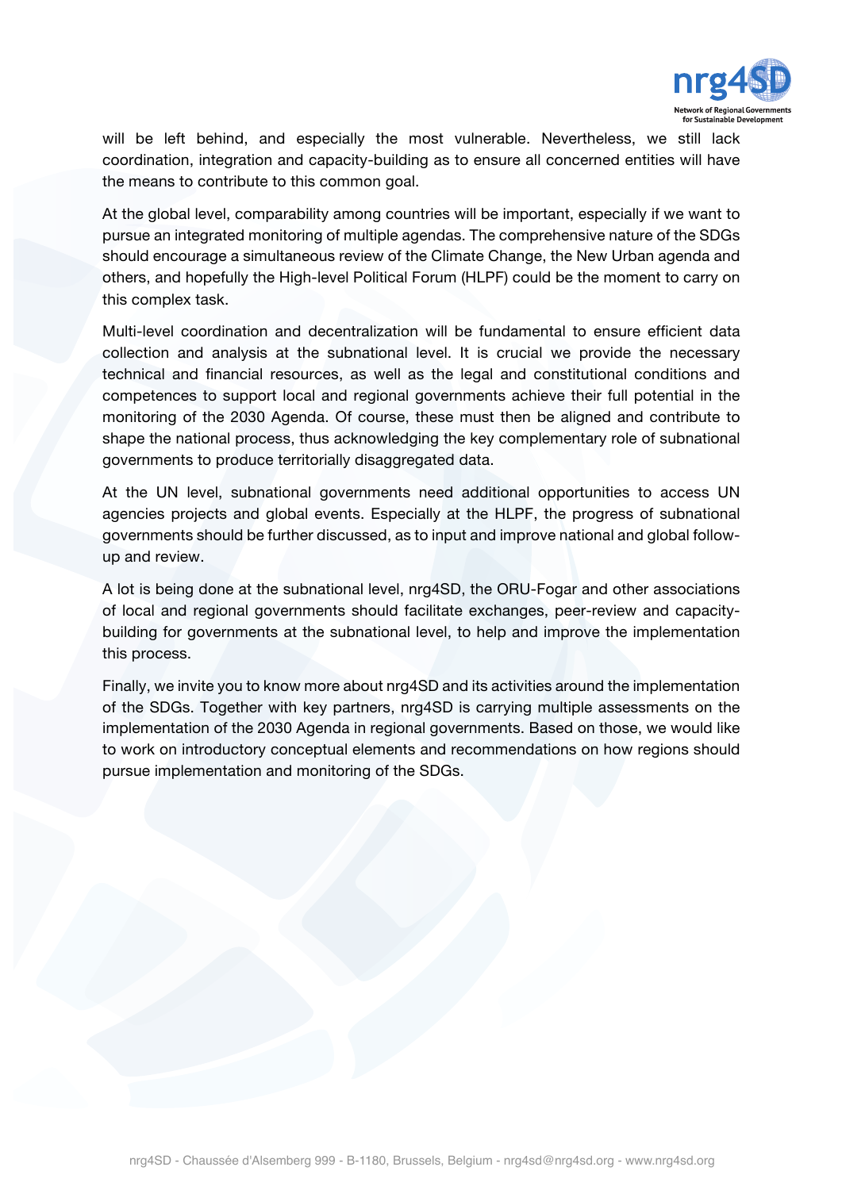will be left behind, and especially the most vulnerable. Nevertheless, we still lack coordination, integration and capacity-building as to ensure all concerned entities will have the means to contribute to this common goal.

At the global level, comparability among countries will be important, especially if we want to pursue an integrated monitoring of multiple agendas. The comprehensive nature of the SDGs should encourage a simultaneous review of the Climate Change, the New Urban agenda and others, and hopefully the High-level Political Forum (HLPF) could be the moment to carry on this complex task.

Multi-level coordination and decentralization will be fundamental to ensure efficient data collection and analysis at the subnational level. It is crucial we provide the necessary technical and financial resources, as well as the legal and constitutional conditions and competences to support local and regional governments achieve their full potential in the monitoring of the 2030 Agenda. Of course, these must then be aligned and contribute to shape the national process, thus acknowledging the key complementary role of subnational governments to produce territorially disaggregated data.

At the UN level, subnational governments need additional opportunities to access UN agencies projects and global events. Especially at the HLPF, the progress of subnational governments should be further discussed, as to input and improve national and global follow-up and review.

A lot is being done at the subnational level, nrg4SD, the ORU-Fogar and other associations of local and regional governments should facilitate exchanges, peer-review and capacity-building for governments at the subnational level, to help and improve the implementation this process.

Finally, we invite you to know more about nrg4SD and its activities around the implementation of the SDGs. Together with key partners, nrg4SD is carrying multiple assessments on the implementation of the 2030 Agenda in regional governments. Based on those, we would like to work on introductory conceptual elements and recommendations on how regions should pursue implementation and monitoring of the SDGs.